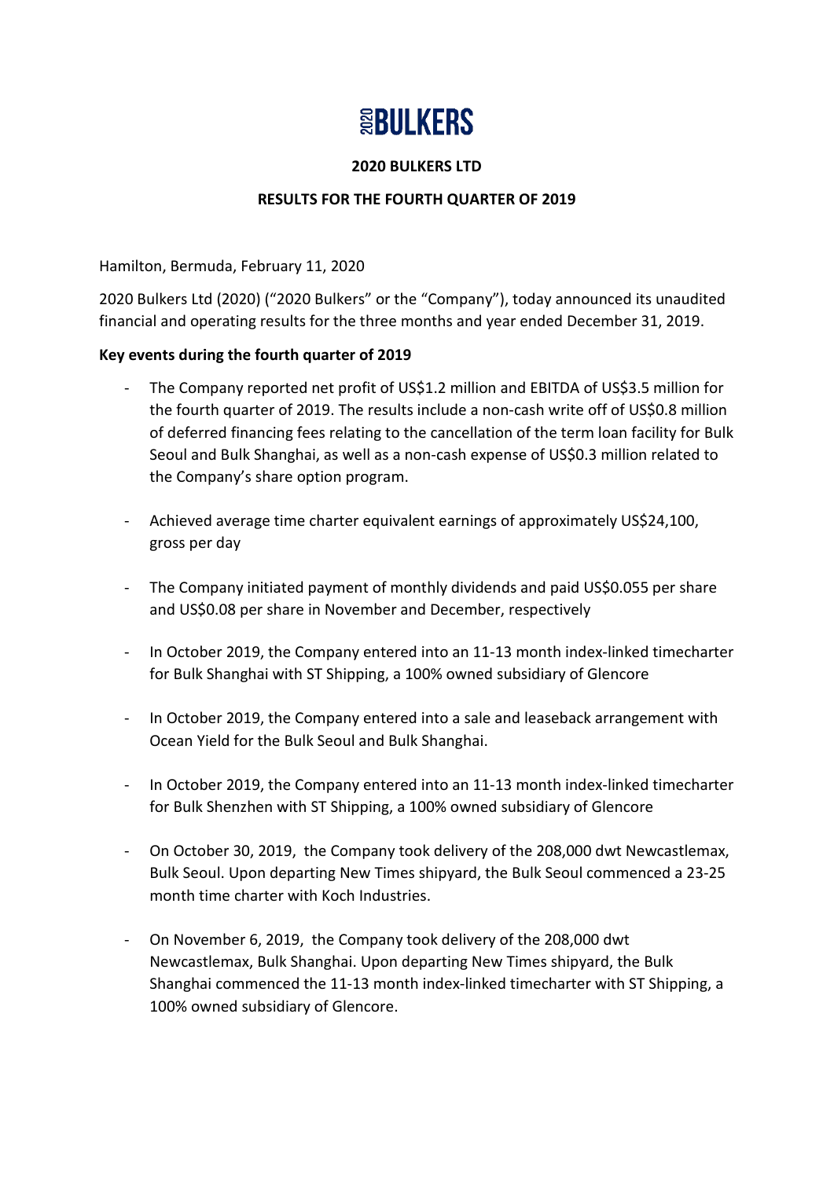# 2020BULKERS

**2020 BULKERS LTD**

**RESULTS FOR THE FOURTH QUARTER OF 2019**

Hamilton, Bermuda, February 11, 2020

2020 Bulkers Ltd (2020) ("2020 Bulkers" or the "Company"), today announced its unaudited financial and operating results for the three months and year ended December 31, 2019.

**Key events during the fourth quarter of 2019**

- The Company reported net profit of US$1.2 million and EBITDA of US$3.5 million for the fourth quarter of 2019. The results include a non-cash write off of US$0.8 million of deferred financing fees relating to the cancellation of the term loan facility for Bulk Seoul and Bulk Shanghai, as well as a non-cash expense of US$0.3 million related to the Company's share option program.
- Achieved average time charter equivalent earnings of approximately US$24,100, gross per day
- The Company initiated payment of monthly dividends and paid US$0.055 per share and US$0.08 per share in November and December, respectively
- In October 2019, the Company entered into an 11-13 month index-linked timecharter for Bulk Shanghai with ST Shipping, a 100% owned subsidiary of Glencore
- In October 2019, the Company entered into a sale and leaseback arrangement with Ocean Yield for the Bulk Seoul and Bulk Shanghai.
- In October 2019, the Company entered into an 11-13 month index-linked timecharter for Bulk Shenzhen with ST Shipping, a 100% owned subsidiary of Glencore
- On October 30, 2019, the Company took delivery of the 208,000 dwt Newcastlemax, Bulk Seoul. Upon departing New Times shipyard, the Bulk Seoul commenced a 23-25 month time charter with Koch Industries.
- On November 6, 2019, the Company took delivery of the 208,000 dwt Newcastlemax, Bulk Shanghai. Upon departing New Times shipyard, the Bulk Shanghai commenced the 11-13 month index-linked timecharter with ST Shipping, a 100% owned subsidiary of Glencore.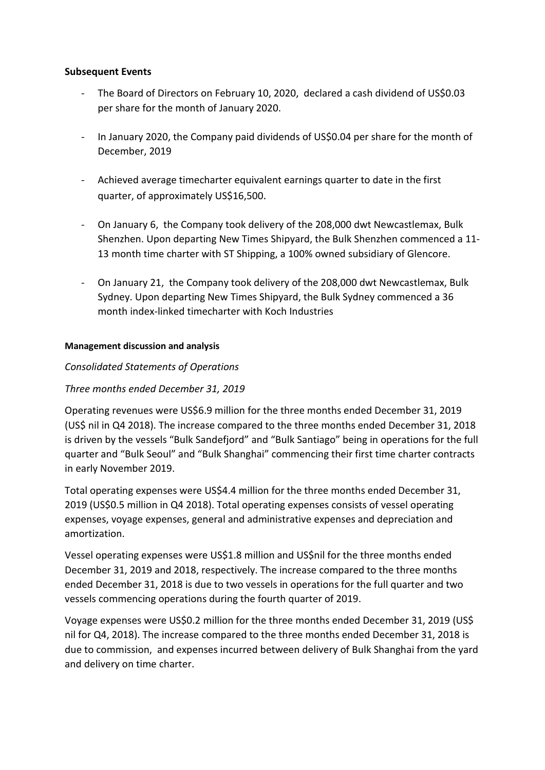**Subsequent Events**

- The Board of Directors on February 10, 2020, declared a cash dividend of US$0.03 per share for the month of January 2020.
- In January 2020, the Company paid dividends of US$0.04 per share for the month of December, 2019
- Achieved average timecharter equivalent earnings quarter to date in the first quarter, of approximately US$16,500.
- On January 6, the Company took delivery of the 208,000 dwt Newcastlemax, Bulk Shenzhen. Upon departing New Times Shipyard, the Bulk Shenzhen commenced a 11-13 month time charter with ST Shipping, a 100% owned subsidiary of Glencore.
- On January 21, the Company took delivery of the 208,000 dwt Newcastlemax, Bulk Sydney. Upon departing New Times Shipyard, the Bulk Sydney commenced a 36 month index-linked timecharter with Koch Industries

**Management discussion and analysis**

*Consolidated Statements of Operations*

*Three months ended December 31, 2019*

Operating revenues were US$6.9 million for the three months ended December 31, 2019 (US$ nil in Q4 2018). The increase compared to the three months ended December 31, 2018 is driven by the vessels "Bulk Sandefjord" and "Bulk Santiago" being in operations for the full quarter and "Bulk Seoul" and "Bulk Shanghai" commencing their first time charter contracts in early November 2019.

Total operating expenses were US$4.4 million for the three months ended December 31, 2019 (US$0.5 million in Q4 2018). Total operating expenses consists of vessel operating expenses, voyage expenses, general and administrative expenses and depreciation and amortization.

Vessel operating expenses were US$1.8 million and US$nil for the three months ended December 31, 2019 and 2018, respectively. The increase compared to the three months ended December 31, 2018 is due to two vessels in operations for the full quarter and two vessels commencing operations during the fourth quarter of 2019.

Voyage expenses were US$0.2 million for the three months ended December 31, 2019 (US$ nil for Q4, 2018). The increase compared to the three months ended December 31, 2018 is due to commission, and expenses incurred between delivery of Bulk Shanghai from the yard and delivery on time charter.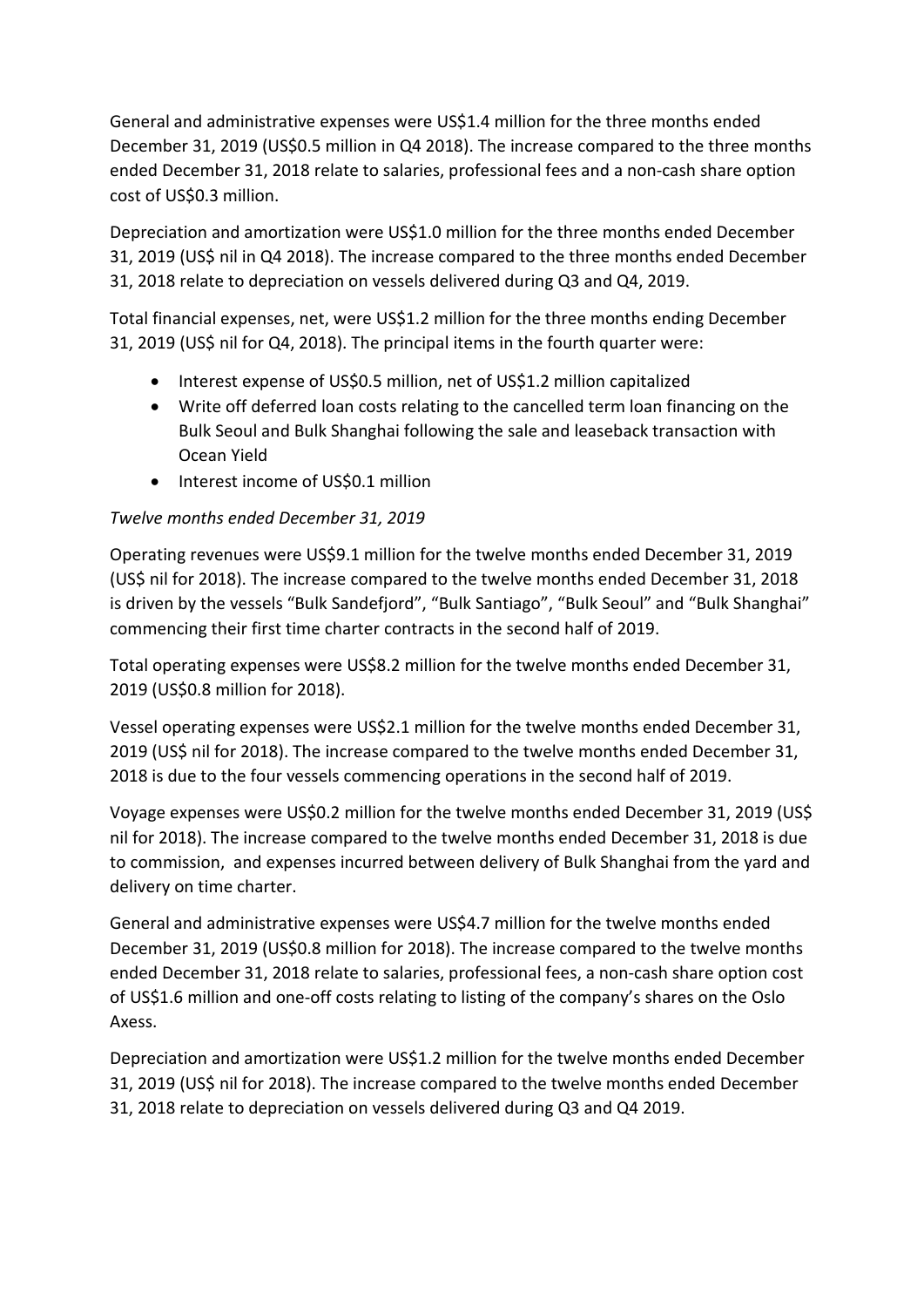General and administrative expenses were US$1.4 million for the three months ended December 31, 2019 (US$0.5 million in Q4 2018). The increase compared to the three months ended December 31, 2018 relate to salaries, professional fees and a non-cash share option cost of US$0.3 million.

Depreciation and amortization were US$1.0 million for the three months ended December 31, 2019 (US$ nil in Q4 2018). The increase compared to the three months ended December 31, 2018 relate to depreciation on vessels delivered during Q3 and Q4, 2019.

Total financial expenses, net, were US$1.2 million for the three months ending December 31, 2019 (US$ nil for Q4, 2018). The principal items in the fourth quarter were:

- Interest expense of US$0.5 million, net of US$1.2 million capitalized
- Write off deferred loan costs relating to the cancelled term loan financing on the Bulk Seoul and Bulk Shanghai following the sale and leaseback transaction with Ocean Yield
- Interest income of US$0.1 million

*Twelve months ended December 31, 2019*

Operating revenues were US$9.1 million for the twelve months ended December 31, 2019 (US$ nil for 2018). The increase compared to the twelve months ended December 31, 2018 is driven by the vessels "Bulk Sandefjord", "Bulk Santiago", "Bulk Seoul" and "Bulk Shanghai" commencing their first time charter contracts in the second half of 2019.

Total operating expenses were US$8.2 million for the twelve months ended December 31, 2019 (US$0.8 million for 2018).

Vessel operating expenses were US$2.1 million for the twelve months ended December 31, 2019 (US$ nil for 2018). The increase compared to the twelve months ended December 31, 2018 is due to the four vessels commencing operations in the second half of 2019.

Voyage expenses were US$0.2 million for the twelve months ended December 31, 2019 (US$ nil for 2018). The increase compared to the twelve months ended December 31, 2018 is due to commission, and expenses incurred between delivery of Bulk Shanghai from the yard and delivery on time charter.

General and administrative expenses were US$4.7 million for the twelve months ended December 31, 2019 (US$0.8 million for 2018). The increase compared to the twelve months ended December 31, 2018 relate to salaries, professional fees, a non-cash share option cost of US$1.6 million and one-off costs relating to listing of the company's shares on the Oslo Axess.

Depreciation and amortization were US$1.2 million for the twelve months ended December 31, 2019 (US$ nil for 2018). The increase compared to the twelve months ended December 31, 2018 relate to depreciation on vessels delivered during Q3 and Q4 2019.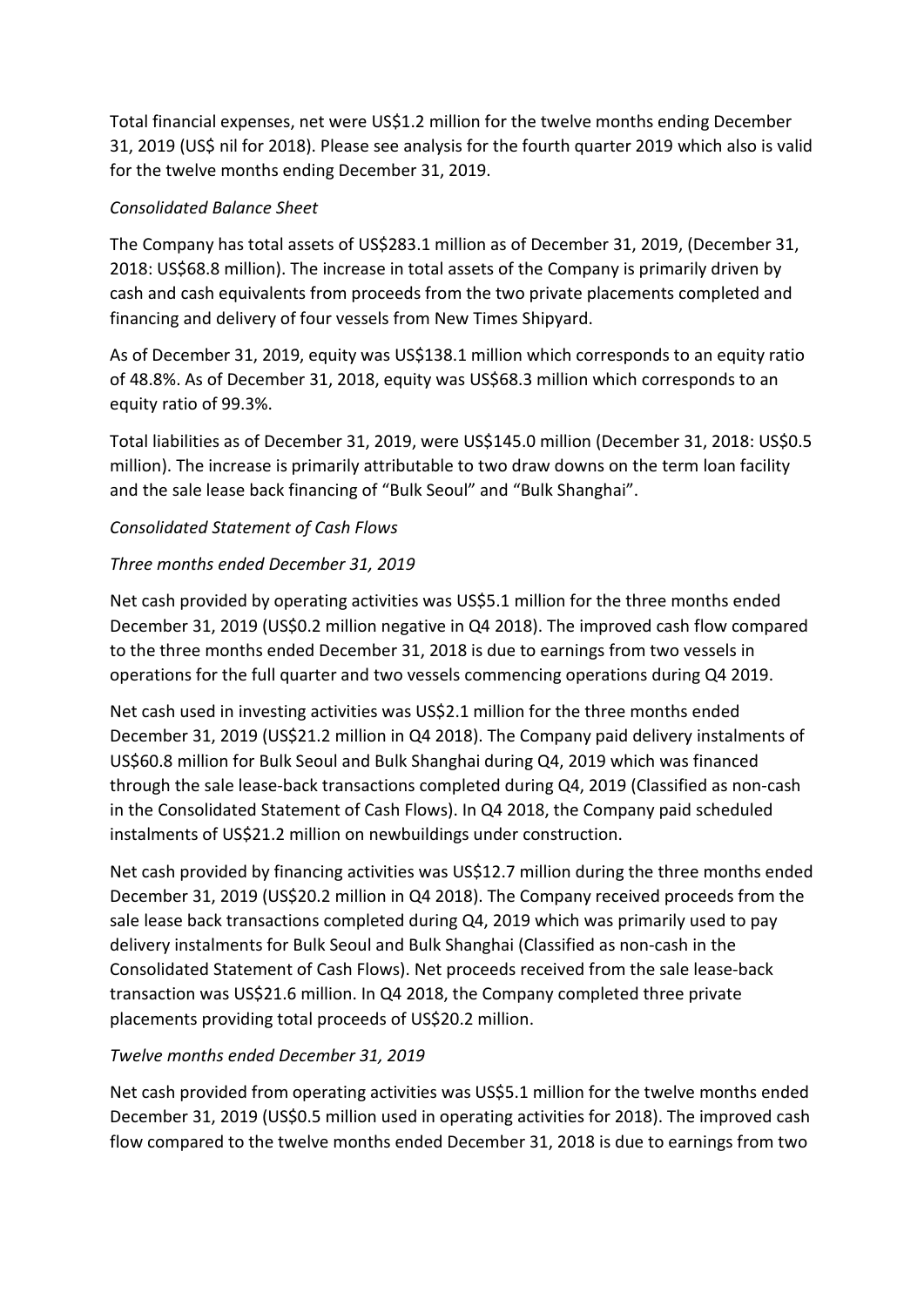Total financial expenses, net were US$1.2 million for the twelve months ending December 31, 2019 (US$ nil for 2018). Please see analysis for the fourth quarter 2019 which also is valid for the twelve months ending December 31, 2019.

*Consolidated Balance Sheet*

The Company has total assets of US$283.1 million as of December 31, 2019, (December 31, 2018: US$68.8 million). The increase in total assets of the Company is primarily driven by cash and cash equivalents from proceeds from the two private placements completed and financing and delivery of four vessels from New Times Shipyard.

As of December 31, 2019, equity was US$138.1 million which corresponds to an equity ratio of 48.8%. As of December 31, 2018, equity was US$68.3 million which corresponds to an equity ratio of 99.3%.

Total liabilities as of December 31, 2019, were US$145.0 million (December 31, 2018: US$0.5 million). The increase is primarily attributable to two draw downs on the term loan facility and the sale lease back financing of "Bulk Seoul" and "Bulk Shanghai".

*Consolidated Statement of Cash Flows*

*Three months ended December 31, 2019*

Net cash provided by operating activities was US$5.1 million for the three months ended December 31, 2019 (US$0.2 million negative in Q4 2018). The improved cash flow compared to the three months ended December 31, 2018 is due to earnings from two vessels in operations for the full quarter and two vessels commencing operations during Q4 2019.

Net cash used in investing activities was US$2.1 million for the three months ended December 31, 2019 (US$21.2 million in Q4 2018). The Company paid delivery instalments of US$60.8 million for Bulk Seoul and Bulk Shanghai during Q4, 2019 which was financed through the sale lease-back transactions completed during Q4, 2019 (Classified as non-cash in the Consolidated Statement of Cash Flows). In Q4 2018, the Company paid scheduled instalments of US$21.2 million on newbuildings under construction.

Net cash provided by financing activities was US$12.7 million during the three months ended December 31, 2019 (US$20.2 million in Q4 2018). The Company received proceeds from the sale lease back transactions completed during Q4, 2019 which was primarily used to pay delivery instalments for Bulk Seoul and Bulk Shanghai (Classified as non-cash in the Consolidated Statement of Cash Flows). Net proceeds received from the sale lease-back transaction was US$21.6 million. In Q4 2018, the Company completed three private placements providing total proceeds of US$20.2 million.

*Twelve months ended December 31, 2019*

Net cash provided from operating activities was US$5.1 million for the twelve months ended December 31, 2019 (US$0.5 million used in operating activities for 2018). The improved cash flow compared to the twelve months ended December 31, 2018 is due to earnings from two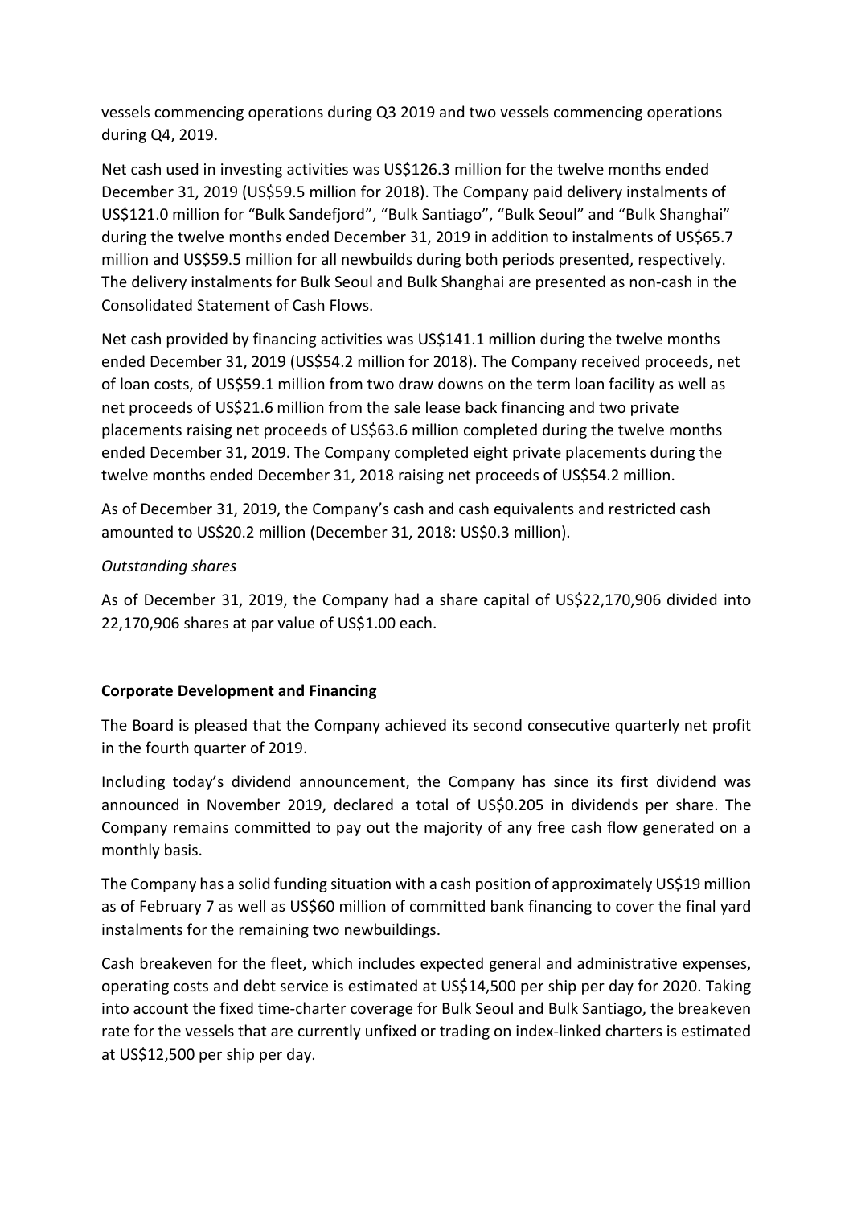vessels commencing operations during Q3 2019 and two vessels commencing operations during Q4, 2019.

Net cash used in investing activities was US$126.3 million for the twelve months ended December 31, 2019 (US$59.5 million for 2018). The Company paid delivery instalments of US$121.0 million for "Bulk Sandefjord", "Bulk Santiago", "Bulk Seoul" and "Bulk Shanghai" during the twelve months ended December 31, 2019 in addition to instalments of US$65.7 million and US$59.5 million for all newbuilds during both periods presented, respectively. The delivery instalments for Bulk Seoul and Bulk Shanghai are presented as non-cash in the Consolidated Statement of Cash Flows.

Net cash provided by financing activities was US$141.1 million during the twelve months ended December 31, 2019 (US$54.2 million for 2018). The Company received proceeds, net of loan costs, of US$59.1 million from two draw downs on the term loan facility as well as net proceeds of US$21.6 million from the sale lease back financing and two private placements raising net proceeds of US$63.6 million completed during the twelve months ended December 31, 2019. The Company completed eight private placements during the twelve months ended December 31, 2018 raising net proceeds of US$54.2 million.

As of December 31, 2019, the Company's cash and cash equivalents and restricted cash amounted to US$20.2 million (December 31, 2018: US$0.3 million).

*Outstanding shares*

As of December 31, 2019, the Company had a share capital of US$22,170,906 divided into 22,170,906 shares at par value of US$1.00 each.

**Corporate Development and Financing**

The Board is pleased that the Company achieved its second consecutive quarterly net profit in the fourth quarter of 2019.

Including today's dividend announcement, the Company has since its first dividend was announced in November 2019, declared a total of US$0.205 in dividends per share. The Company remains committed to pay out the majority of any free cash flow generated on a monthly basis.

The Company has a solid funding situation with a cash position of approximately US$19 million as of February 7 as well as US$60 million of committed bank financing to cover the final yard instalments for the remaining two newbuildings.

Cash breakeven for the fleet, which includes expected general and administrative expenses, operating costs and debt service is estimated at US$14,500 per ship per day for 2020. Taking into account the fixed time-charter coverage for Bulk Seoul and Bulk Santiago, the breakeven rate for the vessels that are currently unfixed or trading on index-linked charters is estimated at US$12,500 per ship per day.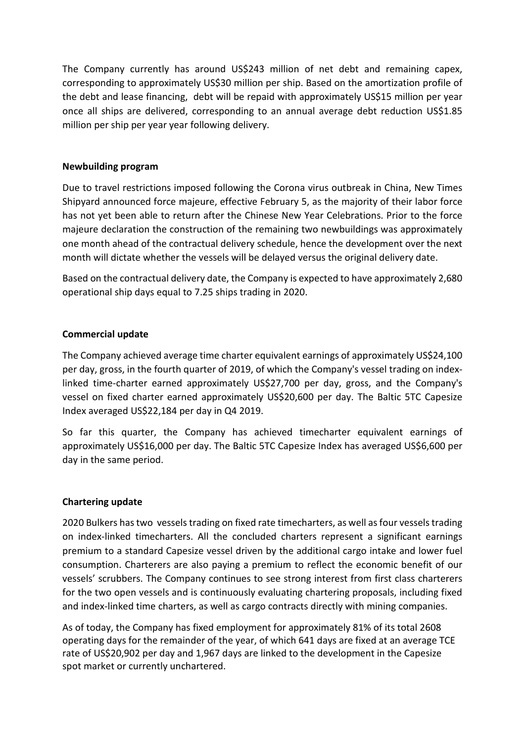The Company currently has around US$243 million of net debt and remaining capex, corresponding to approximately US$30 million per ship. Based on the amortization profile of the debt and lease financing, debt will be repaid with approximately US$15 million per year once all ships are delivered, corresponding to an annual average debt reduction US$1.85 million per ship per year year following delivery.

**Newbuilding program**

Due to travel restrictions imposed following the Corona virus outbreak in China, New Times Shipyard announced force majeure, effective February 5, as the majority of their labor force has not yet been able to return after the Chinese New Year Celebrations. Prior to the force majeure declaration the construction of the remaining two newbuildings was approximately one month ahead of the contractual delivery schedule, hence the development over the next month will dictate whether the vessels will be delayed versus the original delivery date.

Based on the contractual delivery date, the Company is expected to have approximately 2,680 operational ship days equal to 7.25 ships trading in 2020.

**Commercial update**

The Company achieved average time charter equivalent earnings of approximately US$24,100 per day, gross, in the fourth quarter of 2019, of which the Company's vessel trading on index-linked time-charter earned approximately US$27,700 per day, gross, and the Company's vessel on fixed charter earned approximately US$20,600 per day. The Baltic 5TC Capesize Index averaged US$22,184 per day in Q4 2019.

So far this quarter, the Company has achieved timecharter equivalent earnings of approximately US$16,000 per day. The Baltic 5TC Capesize Index has averaged US$6,600 per day in the same period.

**Chartering update**

2020 Bulkers has two vessels trading on fixed rate timecharters, as well as four vessels trading on index-linked timecharters. All the concluded charters represent a significant earnings premium to a standard Capesize vessel driven by the additional cargo intake and lower fuel consumption. Charterers are also paying a premium to reflect the economic benefit of our vessels' scrubbers. The Company continues to see strong interest from first class charterers for the two open vessels and is continuously evaluating chartering proposals, including fixed and index-linked time charters, as well as cargo contracts directly with mining companies.

As of today, the Company has fixed employment for approximately 81% of its total 2608 operating days for the remainder of the year, of which 641 days are fixed at an average TCE rate of US$20,902 per day and 1,967 days are linked to the development in the Capesize spot market or currently unchartered.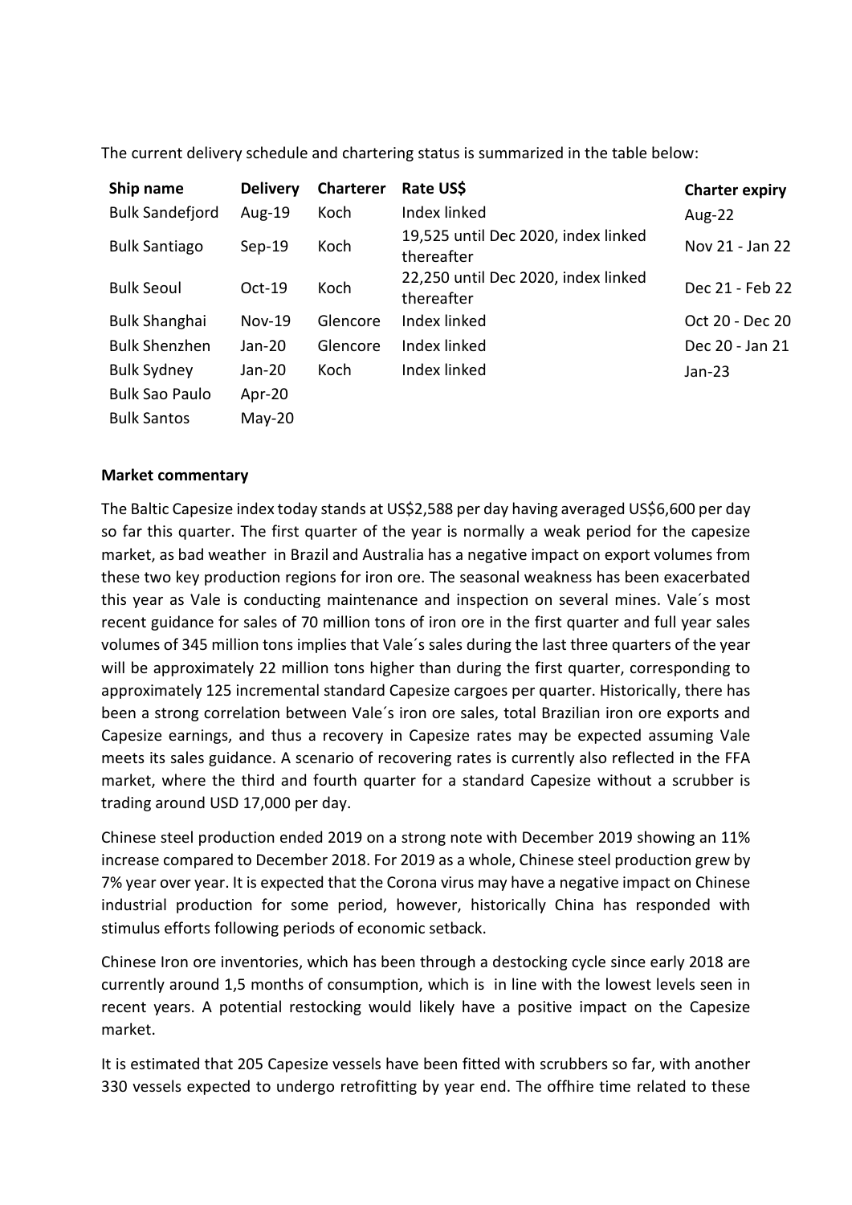The current delivery schedule and chartering status is summarized in the table below:

| Ship name | Delivery | Charterer | Rate US$ | Charter expiry |
|---|---|---|---|---|
| Bulk Sandefjord | Aug-19 | Koch | Index linked | Aug-22 |
| Bulk Santiago | Sep-19 | Koch | 19,525 until Dec 2020, index linked thereafter | Nov 21 - Jan 22 |
| Bulk Seoul | Oct-19 | Koch | 22,250 until Dec 2020, index linked thereafter | Dec 21 - Feb 22 |
| Bulk Shanghai | Nov-19 | Glencore | Index linked | Oct 20 - Dec 20 |
| Bulk Shenzhen | Jan-20 | Glencore | Index linked | Dec 20 - Jan 21 |
| Bulk Sydney | Jan-20 | Koch | Index linked | Jan-23 |
| Bulk Sao Paulo | Apr-20 | | | |
| Bulk Santos | May-20 | | | |

**Market commentary**

The Baltic Capesize index today stands at US$2,588 per day having averaged US$6,600 per day so far this quarter. The first quarter of the year is normally a weak period for the capesize market, as bad weather in Brazil and Australia has a negative impact on export volumes from these two key production regions for iron ore. The seasonal weakness has been exacerbated this year as Vale is conducting maintenance and inspection on several mines. Vale´s most recent guidance for sales of 70 million tons of iron ore in the first quarter and full year sales volumes of 345 million tons implies that Vale´s sales during the last three quarters of the year will be approximately 22 million tons higher than during the first quarter, corresponding to approximately 125 incremental standard Capesize cargoes per quarter. Historically, there has been a strong correlation between Vale´s iron ore sales, total Brazilian iron ore exports and Capesize earnings, and thus a recovery in Capesize rates may be expected assuming Vale meets its sales guidance. A scenario of recovering rates is currently also reflected in the FFA market, where the third and fourth quarter for a standard Capesize without a scrubber is trading around USD 17,000 per day.

Chinese steel production ended 2019 on a strong note with December 2019 showing an 11% increase compared to December 2018. For 2019 as a whole, Chinese steel production grew by 7% year over year. It is expected that the Corona virus may have a negative impact on Chinese industrial production for some period, however, historically China has responded with stimulus efforts following periods of economic setback.

Chinese Iron ore inventories, which has been through a destocking cycle since early 2018 are currently around 1,5 months of consumption, which is in line with the lowest levels seen in recent years. A potential restocking would likely have a positive impact on the Capesize market.

It is estimated that 205 Capesize vessels have been fitted with scrubbers so far, with another 330 vessels expected to undergo retrofitting by year end. The offhire time related to these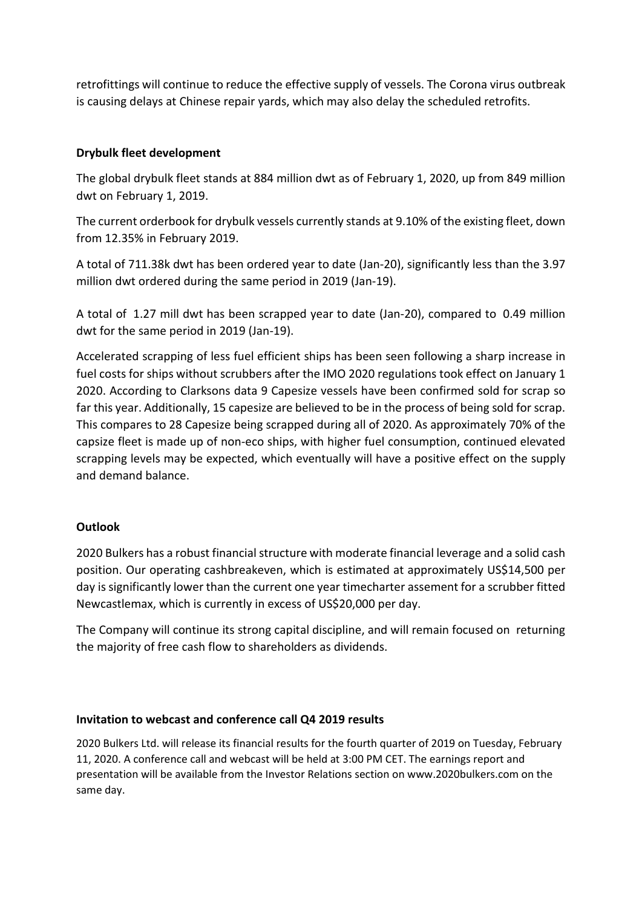retrofittings will continue to reduce the effective supply of vessels. The Corona virus outbreak is causing delays at Chinese repair yards, which may also delay the scheduled retrofits.

**Drybulk fleet development**

The global drybulk fleet stands at 884 million dwt as of February 1, 2020, up from 849 million dwt on February 1, 2019.

The current orderbook for drybulk vessels currently stands at 9.10% of the existing fleet, down from 12.35% in February 2019.

A total of 711.38k dwt has been ordered year to date (Jan-20), significantly less than the 3.97 million dwt ordered during the same period in 2019 (Jan-19).

A total of 1.27 mill dwt has been scrapped year to date (Jan-20), compared to 0.49 million dwt for the same period in 2019 (Jan-19).

Accelerated scrapping of less fuel efficient ships has been seen following a sharp increase in fuel costs for ships without scrubbers after the IMO 2020 regulations took effect on January 1 2020. According to Clarksons data 9 Capesize vessels have been confirmed sold for scrap so far this year. Additionally, 15 capesize are believed to be in the process of being sold for scrap. This compares to 28 Capesize being scrapped during all of 2020. As approximately 70% of the capsize fleet is made up of non-eco ships, with higher fuel consumption, continued elevated scrapping levels may be expected, which eventually will have a positive effect on the supply and demand balance.

**Outlook**

2020 Bulkers has a robust financial structure with moderate financial leverage and a solid cash position. Our operating cashbreakeven, which is estimated at approximately US$14,500 per day is significantly lower than the current one year timecharter assement for a scrubber fitted Newcastlemax, which is currently in excess of US$20,000 per day.

The Company will continue its strong capital discipline, and will remain focused on returning the majority of free cash flow to shareholders as dividends.

**Invitation to webcast and conference call Q4 2019 results**

2020 Bulkers Ltd. will release its financial results for the fourth quarter of 2019 on Tuesday, February 11, 2020. A conference call and webcast will be held at 3:00 PM CET. The earnings report and presentation will be available from the Investor Relations section on www.2020bulkers.com on the same day.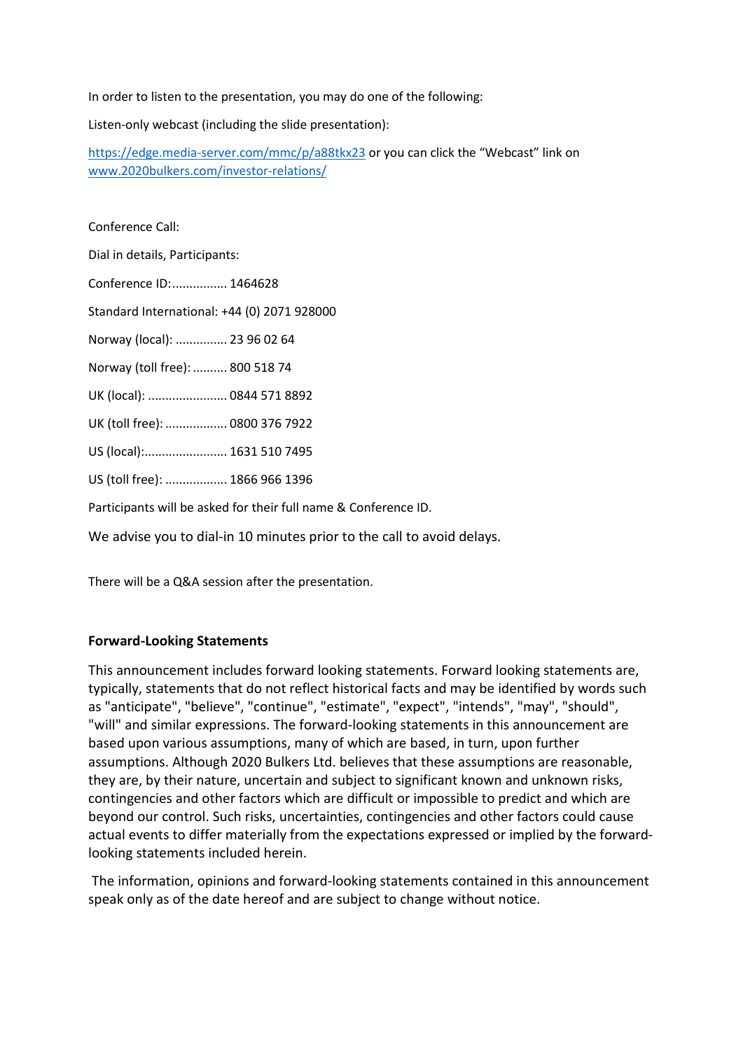In order to listen to the presentation, you may do one of the following:

Listen-only webcast (including the slide presentation):

[https://edge.media-server.com/mmc/p/a88tkx23](https://edge.media-server.com/mmc/p/a88tkx23) or you can click the "Webcast" link on [www.2020bulkers.com/investor-relations/](www.2020bulkers.com/investor-relations/)

Conference Call:

Dial in details, Participants:

Conference ID:................ 1464628

Standard International: +44 (0) 2071 928000

Norway (local): ............... 23 96 02 64

Norway (toll free): .......... 800 518 74

UK (local): ....................... 0844 571 8892

UK (toll free): .................. 0800 376 7922

US (local):........................ 1631 510 7495

US (toll free): .................. 1866 966 1396

Participants will be asked for their full name & Conference ID.

We advise you to dial-in 10 minutes prior to the call to avoid delays.

There will be a Q&A session after the presentation.

**Forward-Looking Statements**

This announcement includes forward looking statements. Forward looking statements are, typically, statements that do not reflect historical facts and may be identified by words such as "anticipate", "believe", "continue", "estimate", "expect", "intends", "may", "should", "will" and similar expressions. The forward-looking statements in this announcement are based upon various assumptions, many of which are based, in turn, upon further assumptions. Although 2020 Bulkers Ltd. believes that these assumptions are reasonable, they are, by their nature, uncertain and subject to significant known and unknown risks, contingencies and other factors which are difficult or impossible to predict and which are beyond our control. Such risks, uncertainties, contingencies and other factors could cause actual events to differ materially from the expectations expressed or implied by the forward-looking statements included herein.

The information, opinions and forward-looking statements contained in this announcement speak only as of the date hereof and are subject to change without notice.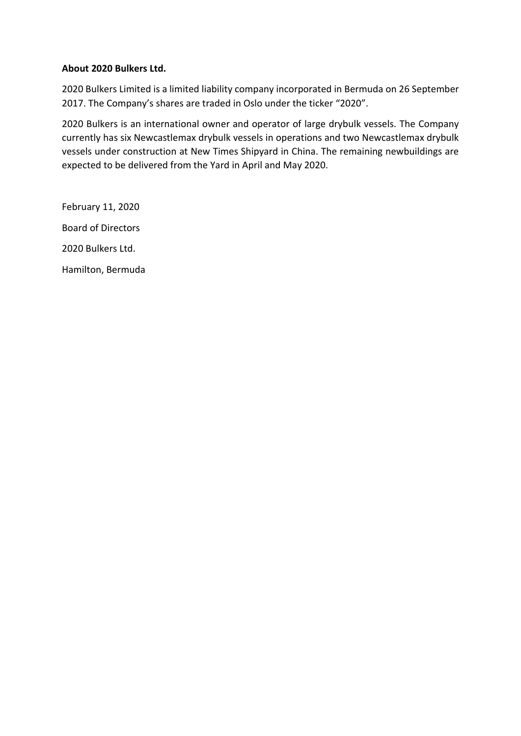**About 2020 Bulkers Ltd.**

2020 Bulkers Limited is a limited liability company incorporated in Bermuda on 26 September 2017. The Company's shares are traded in Oslo under the ticker "2020".

2020 Bulkers is an international owner and operator of large drybulk vessels. The Company currently has six Newcastlemax drybulk vessels in operations and two Newcastlemax drybulk vessels under construction at New Times Shipyard in China. The remaining newbuildings are expected to be delivered from the Yard in April and May 2020.

February 11, 2020

Board of Directors

2020 Bulkers Ltd.

Hamilton, Bermuda